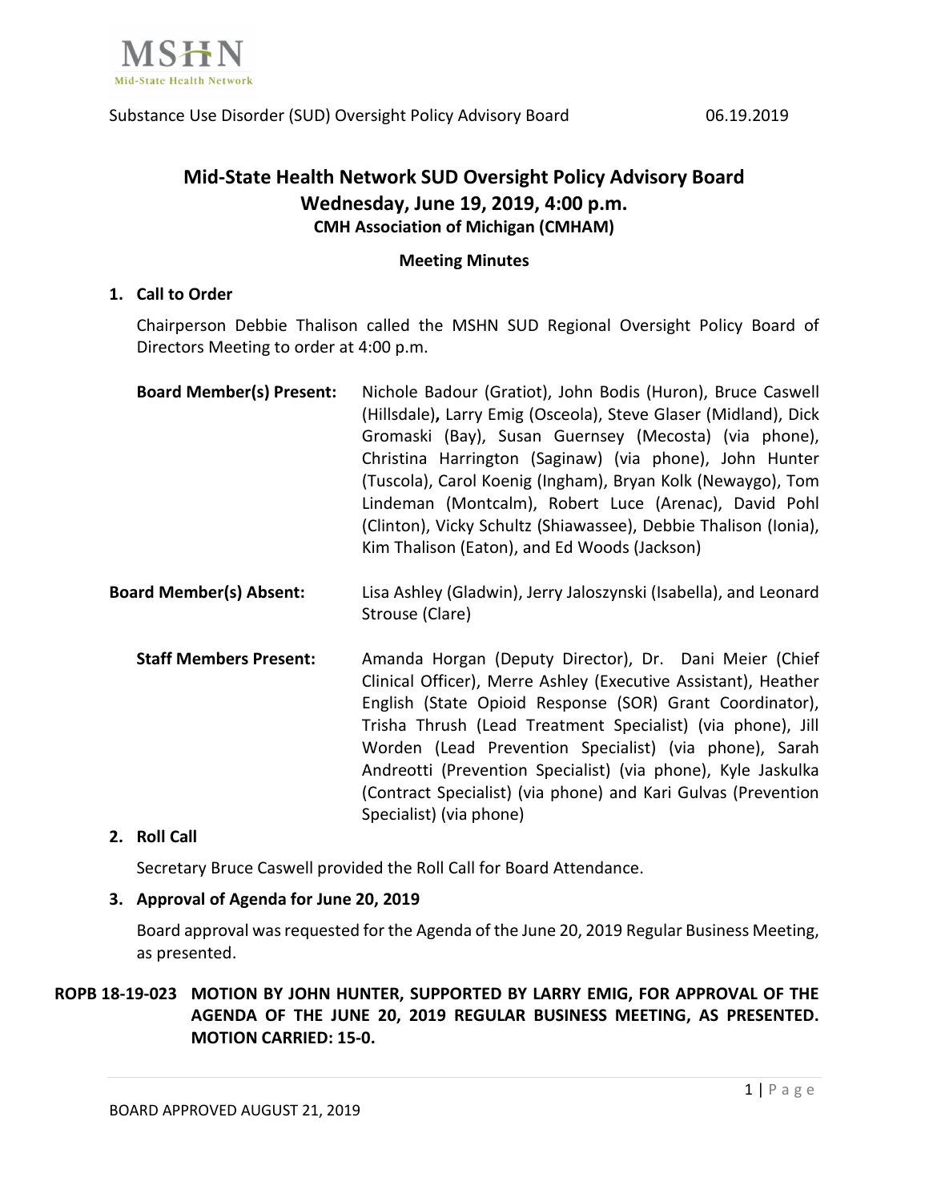# Mid-State Health Network SUD Oversight Policy Advisory Board
## Wednesday, June 19, 2019, 4:00 p.m.
### CMH Association of Michigan (CMHAM)

**Meeting Minutes**

**1. Call to Order**

Chairperson Debbie Thalison called the MSHN SUD Regional Oversight Policy Board of Directors Meeting to order at 4:00 p.m.

**Board Member(s) Present:** Nichole Badour (Gratiot), John Bodis (Huron), Bruce Caswell (Hillsdale), Larry Emig (Osceola), Steve Glaser (Midland), Dick Gromaski (Bay), Susan Guernsey (Mecosta) (via phone), Christina Harrington (Saginaw) (via phone), John Hunter (Tuscola), Carol Koenig (Ingham), Bryan Kolk (Newaygo), Tom Lindeman (Montcalm), Robert Luce (Arenac), David Pohl (Clinton), Vicky Schultz (Shiawassee), Debbie Thalison (Ionia), Kim Thalison (Eaton), and Ed Woods (Jackson)

**Board Member(s) Absent:** Lisa Ashley (Gladwin), Jerry Jaloszynski (Isabella), and Leonard Strouse (Clare)

**Staff Members Present:** Amanda Horgan (Deputy Director), Dr. Dani Meier (Chief Clinical Officer), Merre Ashley (Executive Assistant), Heather English (State Opioid Response (SOR) Grant Coordinator), Trisha Thrush (Lead Treatment Specialist) (via phone), Jill Worden (Lead Prevention Specialist) (via phone), Sarah Andreotti (Prevention Specialist) (via phone), Kyle Jaskulka (Contract Specialist) (via phone) and Kari Gulvas (Prevention Specialist) (via phone)

**2. Roll Call**

Secretary Bruce Caswell provided the Roll Call for Board Attendance.

**3. Approval of Agenda for June 20, 2019**

Board approval was requested for the Agenda of the June 20, 2019 Regular Business Meeting, as presented.

**ROPB 18-19-023 MOTION BY JOHN HUNTER, SUPPORTED BY LARRY EMIG, FOR APPROVAL OF THE AGENDA OF THE JUNE 20, 2019 REGULAR BUSINESS MEETING, AS PRESENTED. MOTION CARRIED: 15-0.**

BOARD APPROVED AUGUST 21, 2019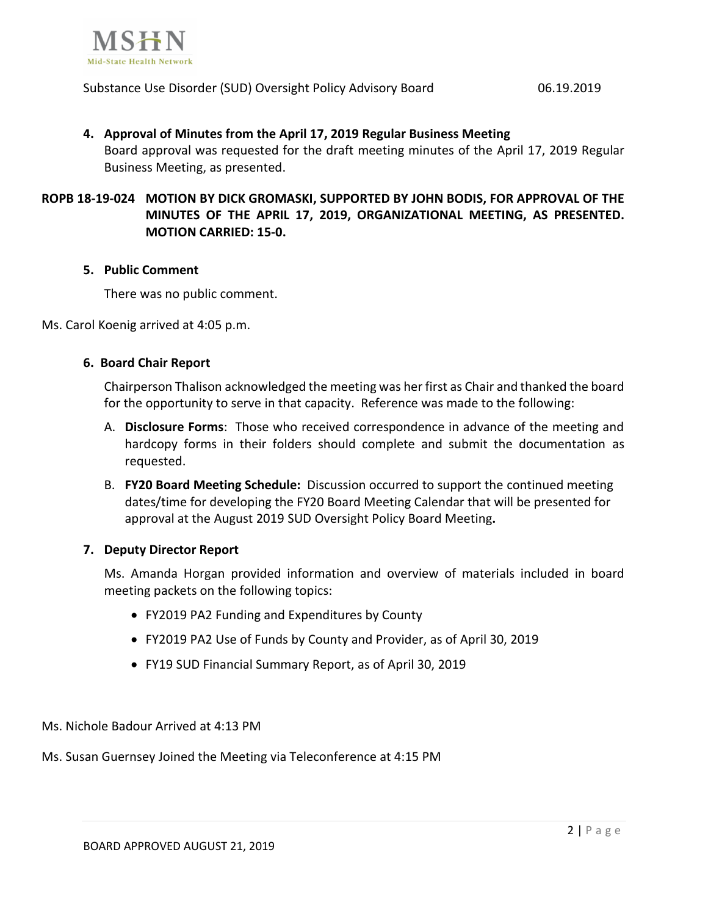4. **Approval of Minutes from the April 17, 2019 Regular Business Meeting**

   Board approval was requested for the draft meeting minutes of the April 17, 2019 Regular Business Meeting, as presented.

**ROPB 18-19-024 MOTION BY DICK GROMASKI, SUPPORTED BY JOHN BODIS, FOR APPROVAL OF THE MINUTES OF THE APRIL 17, 2019, ORGANIZATIONAL MEETING, AS PRESENTED. MOTION CARRIED: 15-0.**

5. **Public Comment**

   There was no public comment.

Ms. Carol Koenig arrived at 4:05 p.m.

6. **Board Chair Report**

   Chairperson Thalison acknowledged the meeting was her first as Chair and thanked the board for the opportunity to serve in that capacity. Reference was made to the following:

   A. **Disclosure Forms**: Those who received correspondence in advance of the meeting and hardcopy forms in their folders should complete and submit the documentation as requested.

   B. **FY20 Board Meeting Schedule:** Discussion occurred to support the continued meeting dates/time for developing the FY20 Board Meeting Calendar that will be presented for approval at the August 2019 SUD Oversight Policy Board Meeting.

7. **Deputy Director Report**

   Ms. Amanda Horgan provided information and overview of materials included in board meeting packets on the following topics:

   - FY2019 PA2 Funding and Expenditures by County
   - FY2019 PA2 Use of Funds by County and Provider, as of April 30, 2019
   - FY19 SUD Financial Summary Report, as of April 30, 2019

Ms. Nichole Badour Arrived at 4:13 PM

Ms. Susan Guernsey Joined the Meeting via Teleconference at 4:15 PM

BOARD APPROVED AUGUST 21, 2019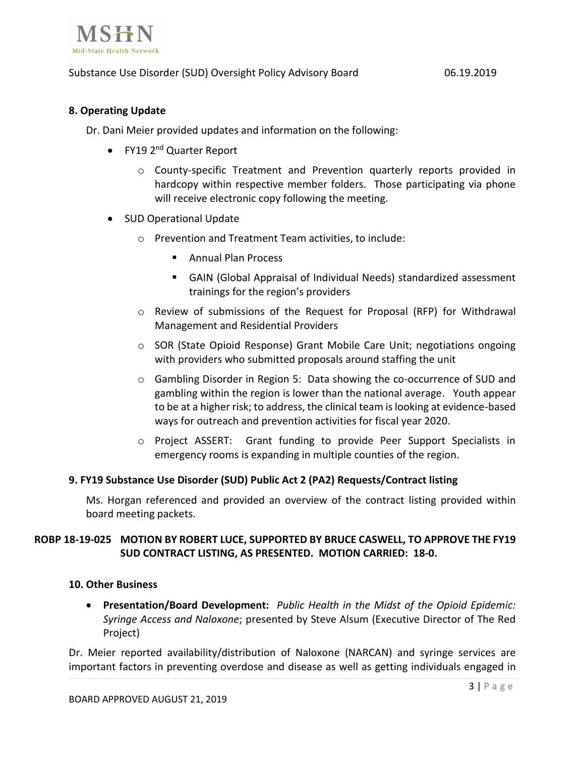### 8. Operating Update

Dr. Dani Meier provided updates and information on the following:

- FY19 2nd Quarter Report
  - County-specific Treatment and Prevention quarterly reports provided in hardcopy within respective member folders. Those participating via phone will receive electronic copy following the meeting.
- SUD Operational Update
  - Prevention and Treatment Team activities, to include:
    - Annual Plan Process
    - GAIN (Global Appraisal of Individual Needs) standardized assessment trainings for the region's providers
  - Review of submissions of the Request for Proposal (RFP) for Withdrawal Management and Residential Providers
  - SOR (State Opioid Response) Grant Mobile Care Unit; negotiations ongoing with providers who submitted proposals around staffing the unit
  - Gambling Disorder in Region 5: Data showing the co-occurrence of SUD and gambling within the region is lower than the national average. Youth appear to be at a higher risk; to address, the clinical team is looking at evidence-based ways for outreach and prevention activities for fiscal year 2020.
  - Project ASSERT: Grant funding to provide Peer Support Specialists in emergency rooms is expanding in multiple counties of the region.

### 9. FY19 Substance Use Disorder (SUD) Public Act 2 (PA2) Requests/Contract listing

Ms. Horgan referenced and provided an overview of the contract listing provided within board meeting packets.

**ROBP 18-19-025 MOTION BY ROBERT LUCE, SUPPORTED BY BRUCE CASWELL, TO APPROVE THE FY19 SUD CONTRACT LISTING, AS PRESENTED. MOTION CARRIED: 18-0.**

### 10. Other Business

- **Presentation/Board Development:** *Public Health in the Midst of the Opioid Epidemic: Syringe Access and Naloxone*; presented by Steve Alsum (Executive Director of The Red Project)

Dr. Meier reported availability/distribution of Naloxone (NARCAN) and syringe services are important factors in preventing overdose and disease as well as getting individuals engaged in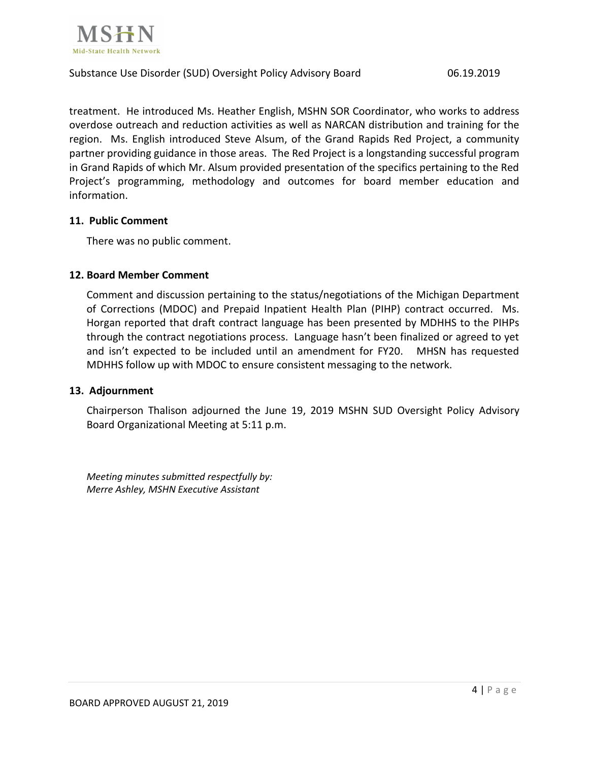treatment. He introduced Ms. Heather English, MSHN SOR Coordinator, who works to address overdose outreach and reduction activities as well as NARCAN distribution and training for the region. Ms. English introduced Steve Alsum, of the Grand Rapids Red Project, a community partner providing guidance in those areas. The Red Project is a longstanding successful program in Grand Rapids of which Mr. Alsum provided presentation of the specifics pertaining to the Red Project's programming, methodology and outcomes for board member education and information.

**11. Public Comment**

There was no public comment.

**12. Board Member Comment**

Comment and discussion pertaining to the status/negotiations of the Michigan Department of Corrections (MDOC) and Prepaid Inpatient Health Plan (PIHP) contract occurred. Ms. Horgan reported that draft contract language has been presented by MDHHS to the PIHPs through the contract negotiations process. Language hasn't been finalized or agreed to yet and isn't expected to be included until an amendment for FY20. MHSN has requested MDHHS follow up with MDOC to ensure consistent messaging to the network.

**13. Adjournment**

Chairperson Thalison adjourned the June 19, 2019 MSHN SUD Oversight Policy Advisory Board Organizational Meeting at 5:11 p.m.

*Meeting minutes submitted respectfully by:*
*Merre Ashley, MSHN Executive Assistant*

BOARD APPROVED AUGUST 21, 2019